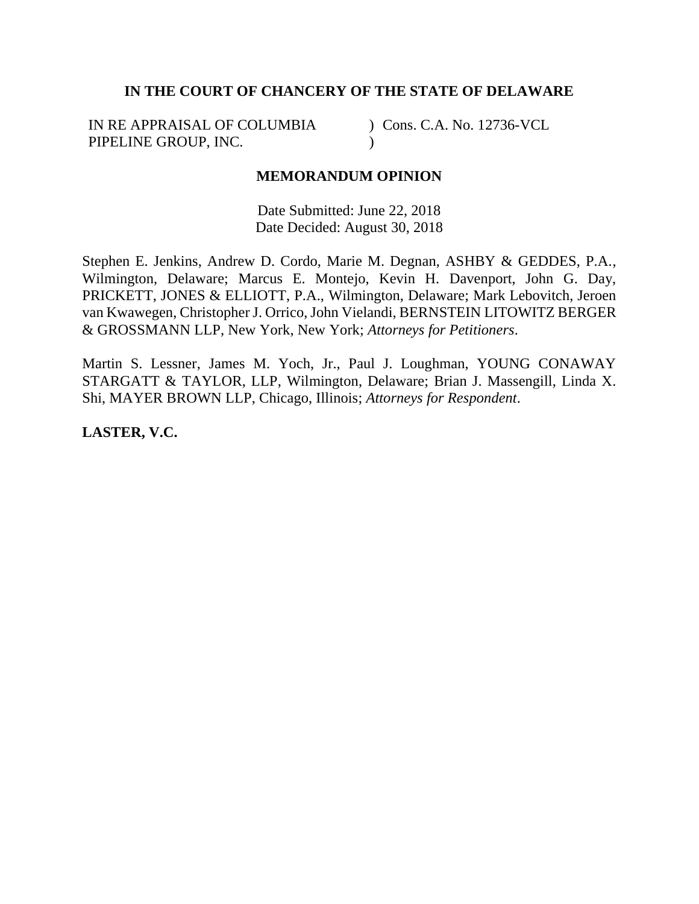**IN THE COURT OF CHANCERY OF THE STATE OF DELAWARE**

| | |
|---|---|
| IN RE APPRAISAL OF COLUMBIA PIPELINE GROUP, INC. | ) Cons. C.A. No. 12736-VCL<br>) |

**MEMORANDUM OPINION**

Date Submitted: June 22, 2018
Date Decided: August 30, 2018

Stephen E. Jenkins, Andrew D. Cordo, Marie M. Degnan, ASHBY & GEDDES, P.A., Wilmington, Delaware; Marcus E. Montejo, Kevin H. Davenport, John G. Day, PRICKETT, JONES & ELLIOTT, P.A., Wilmington, Delaware; Mark Lebovitch, Jeroen van Kwawegen, Christopher J. Orrico, John Vielandi, BERNSTEIN LITOWITZ BERGER & GROSSMANN LLP, New York, New York; *Attorneys for Petitioners*.

Martin S. Lessner, James M. Yoch, Jr., Paul J. Loughman, YOUNG CONAWAY STARGATT & TAYLOR, LLP, Wilmington, Delaware; Brian J. Massengill, Linda X. Shi, MAYER BROWN LLP, Chicago, Illinois; *Attorneys for Respondent*.

**LASTER, V.C.**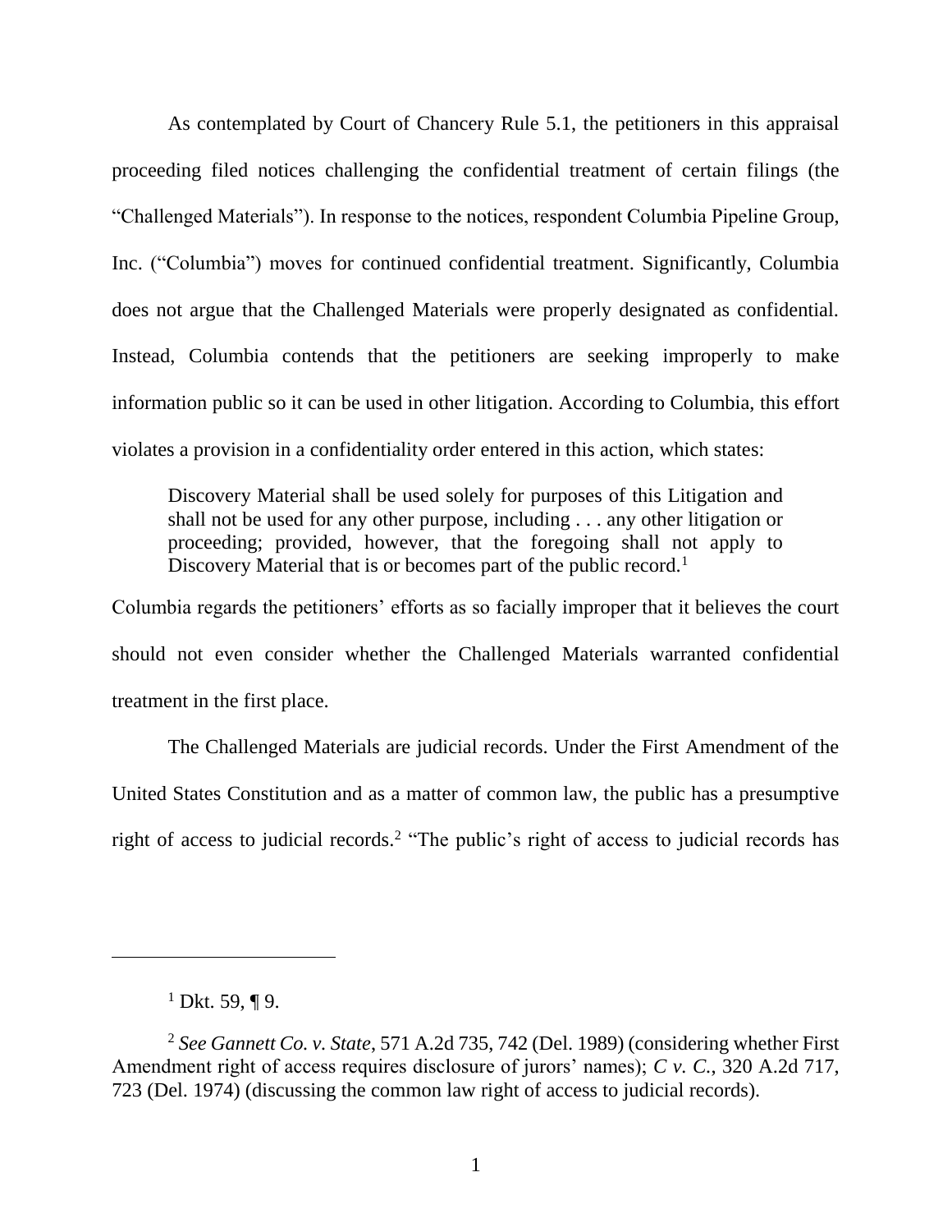As contemplated by Court of Chancery Rule 5.1, the petitioners in this appraisal proceeding filed notices challenging the confidential treatment of certain filings (the "Challenged Materials"). In response to the notices, respondent Columbia Pipeline Group, Inc. ("Columbia") moves for continued confidential treatment. Significantly, Columbia does not argue that the Challenged Materials were properly designated as confidential. Instead, Columbia contends that the petitioners are seeking improperly to make information public so it can be used in other litigation. According to Columbia, this effort violates a provision in a confidentiality order entered in this action, which states:

> Discovery Material shall be used solely for purposes of this Litigation and shall not be used for any other purpose, including . . . any other litigation or proceeding; provided, however, that the foregoing shall not apply to Discovery Material that is or becomes part of the public record.[1]

Columbia regards the petitioners' efforts as so facially improper that it believes the court should not even consider whether the Challenged Materials warranted confidential treatment in the first place.

The Challenged Materials are judicial records. Under the First Amendment of the United States Constitution and as a matter of common law, the public has a presumptive right of access to judicial records.[2] "The public's right of access to judicial records has

---

[1] Dkt. 59, ¶ 9.

[2] *See Gannett Co. v. State*, 571 A.2d 735, 742 (Del. 1989) (considering whether First Amendment right of access requires disclosure of jurors' names); *C v. C.*, 320 A.2d 717, 723 (Del. 1974) (discussing the common law right of access to judicial records).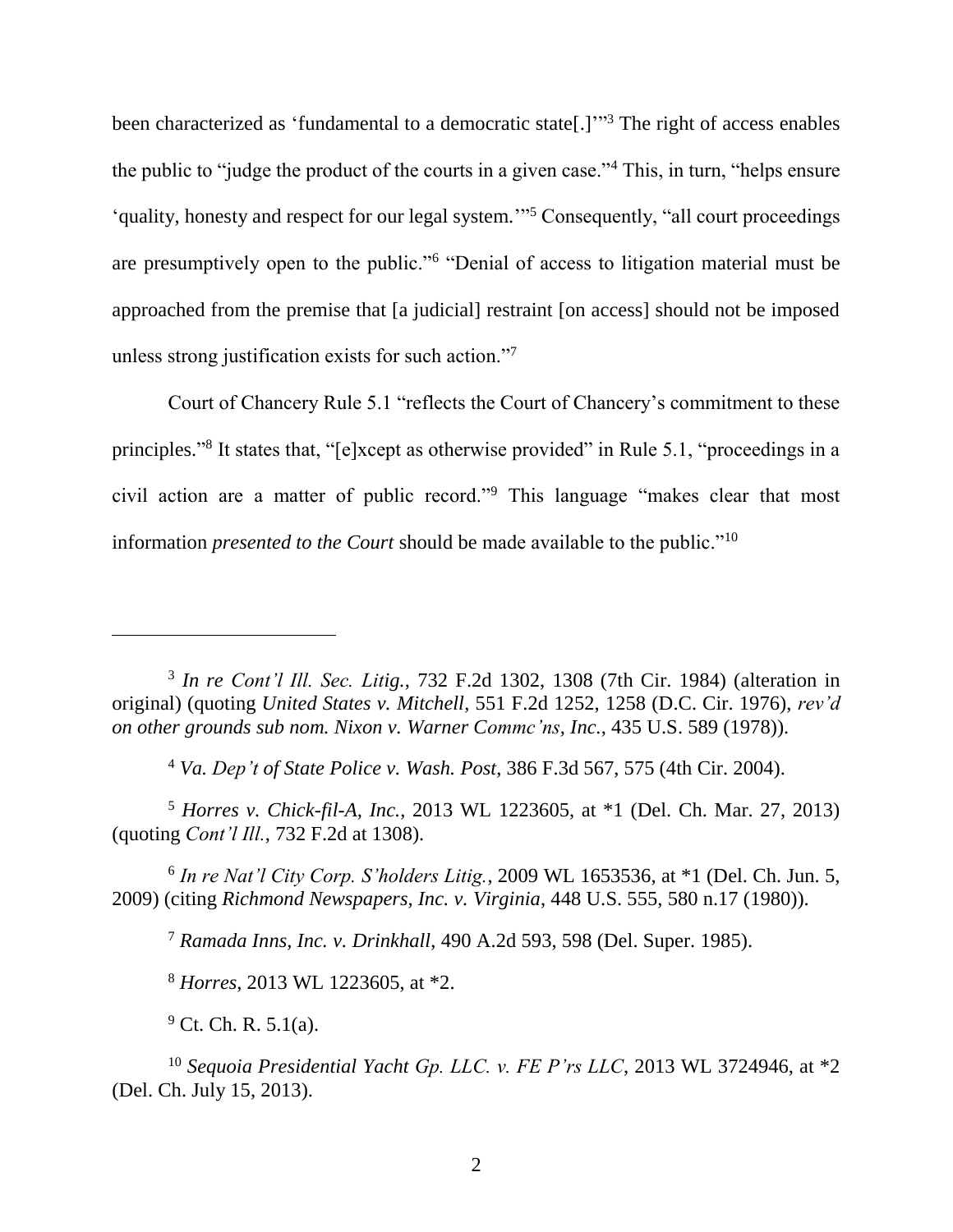been characterized as 'fundamental to a democratic state[.]'"[3] The right of access enables the public to "judge the product of the courts in a given case."[4] This, in turn, "helps ensure 'quality, honesty and respect for our legal system.'"[5] Consequently, "all court proceedings are presumptively open to the public."[6] "Denial of access to litigation material must be approached from the premise that [a judicial] restraint [on access] should not be imposed unless strong justification exists for such action."[7]

Court of Chancery Rule 5.1 "reflects the Court of Chancery's commitment to these principles."[8] It states that, "[e]xcept as otherwise provided" in Rule 5.1, "proceedings in a civil action are a matter of public record."[9] This language "makes clear that most information *presented to the Court* should be made available to the public."[10]

---

[3] *In re Cont'l Ill. Sec. Litig.*, 732 F.2d 1302, 1308 (7th Cir. 1984) (alteration in original) (quoting *United States v. Mitchell*, 551 F.2d 1252, 1258 (D.C. Cir. 1976), *rev'd on other grounds sub nom. Nixon v. Warner Commc'ns, Inc.*, 435 U.S. 589 (1978)).

[4] *Va. Dep't of State Police v. Wash. Post*, 386 F.3d 567, 575 (4th Cir. 2004).

[5] *Horres v. Chick-fil-A, Inc.*, 2013 WL 1223605, at *1 (Del. Ch. Mar. 27, 2013) (quoting *Cont'l Ill.*, 732 F.2d at 1308).

[6] *In re Nat'l City Corp. S'holders Litig.*, 2009 WL 1653536, at *1 (Del. Ch. Jun. 5, 2009) (citing *Richmond Newspapers, Inc. v. Virginia*, 448 U.S. 555, 580 n.17 (1980)).

[7] *Ramada Inns, Inc. v. Drinkhall*, 490 A.2d 593, 598 (Del. Super. 1985).

[8] *Horres*, 2013 WL 1223605, at *2.

[9] Ct. Ch. R. 5.1(a).

[10] *Sequoia Presidential Yacht Gp. LLC. v. FE P'rs LLC*, 2013 WL 3724946, at *2 (Del. Ch. July 15, 2013).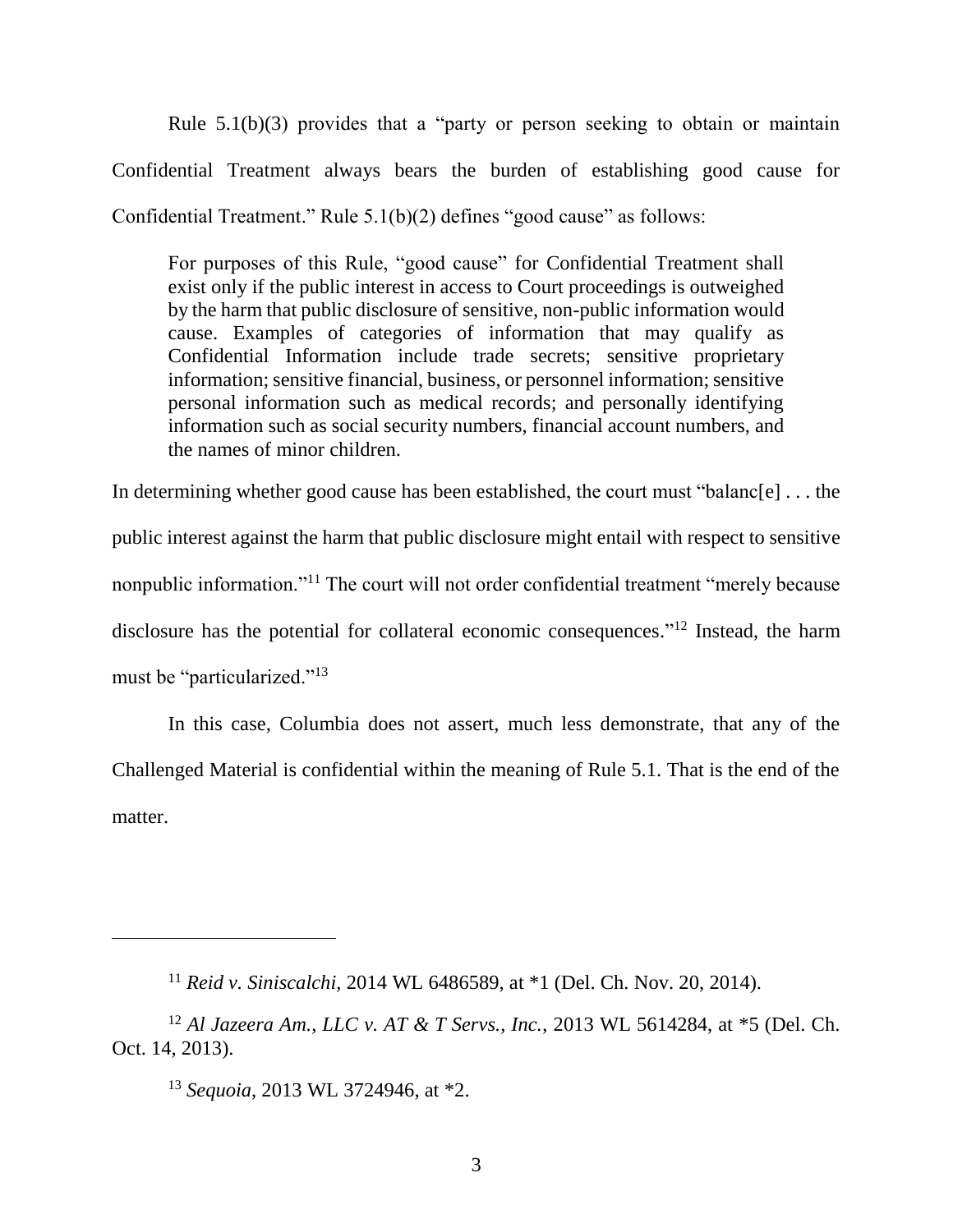Rule 5.1(b)(3) provides that a "party or person seeking to obtain or maintain Confidential Treatment always bears the burden of establishing good cause for Confidential Treatment." Rule 5.1(b)(2) defines "good cause" as follows:

> For purposes of this Rule, "good cause" for Confidential Treatment shall exist only if the public interest in access to Court proceedings is outweighed by the harm that public disclosure of sensitive, non-public information would cause. Examples of categories of information that may qualify as Confidential Information include trade secrets; sensitive proprietary information; sensitive financial, business, or personnel information; sensitive personal information such as medical records; and personally identifying information such as social security numbers, financial account numbers, and the names of minor children.

In determining whether good cause has been established, the court must "balanc[e] . . . the public interest against the harm that public disclosure might entail with respect to sensitive nonpublic information."[11] The court will not order confidential treatment "merely because disclosure has the potential for collateral economic consequences."[12] Instead, the harm must be "particularized."[13]

In this case, Columbia does not assert, much less demonstrate, that any of the Challenged Material is confidential within the meaning of Rule 5.1. That is the end of the matter.

---

[11] *Reid v. Siniscalchi*, 2014 WL 6486589, at *1 (Del. Ch. Nov. 20, 2014).

[12] *Al Jazeera Am., LLC v. AT & T Servs., Inc.*, 2013 WL 5614284, at *5 (Del. Ch. Oct. 14, 2013).

[13] *Sequoia*, 2013 WL 3724946, at *2.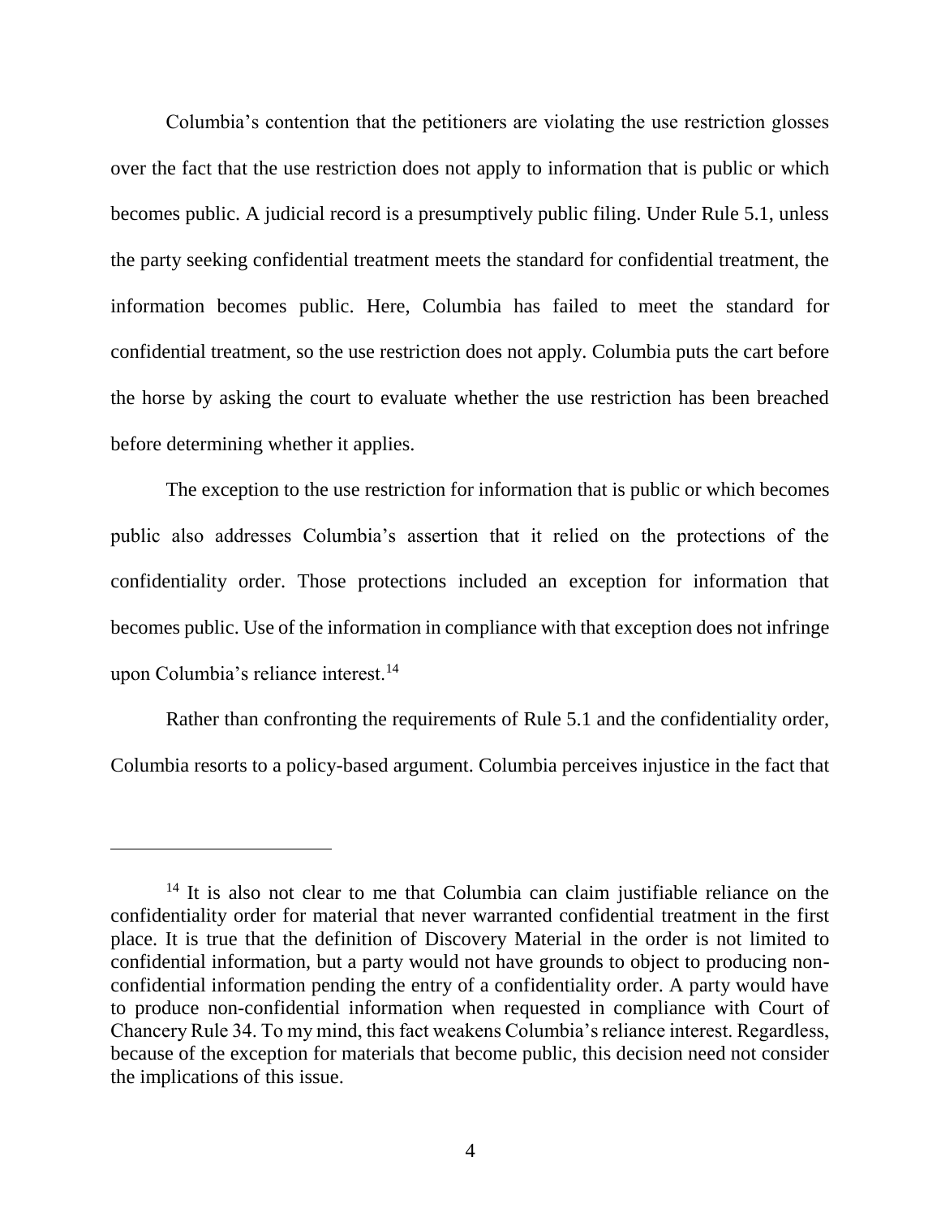Columbia's contention that the petitioners are violating the use restriction glosses over the fact that the use restriction does not apply to information that is public or which becomes public. A judicial record is a presumptively public filing. Under Rule 5.1, unless the party seeking confidential treatment meets the standard for confidential treatment, the information becomes public. Here, Columbia has failed to meet the standard for confidential treatment, so the use restriction does not apply. Columbia puts the cart before the horse by asking the court to evaluate whether the use restriction has been breached before determining whether it applies.

The exception to the use restriction for information that is public or which becomes public also addresses Columbia's assertion that it relied on the protections of the confidentiality order. Those protections included an exception for information that becomes public. Use of the information in compliance with that exception does not infringe upon Columbia's reliance interest.[14]

Rather than confronting the requirements of Rule 5.1 and the confidentiality order, Columbia resorts to a policy-based argument. Columbia perceives injustice in the fact that

---

[14] It is also not clear to me that Columbia can claim justifiable reliance on the confidentiality order for material that never warranted confidential treatment in the first place. It is true that the definition of Discovery Material in the order is not limited to confidential information, but a party would not have grounds to object to producing non-confidential information pending the entry of a confidentiality order. A party would have to produce non-confidential information when requested in compliance with Court of Chancery Rule 34. To my mind, this fact weakens Columbia's reliance interest. Regardless, because of the exception for materials that become public, this decision need not consider the implications of this issue.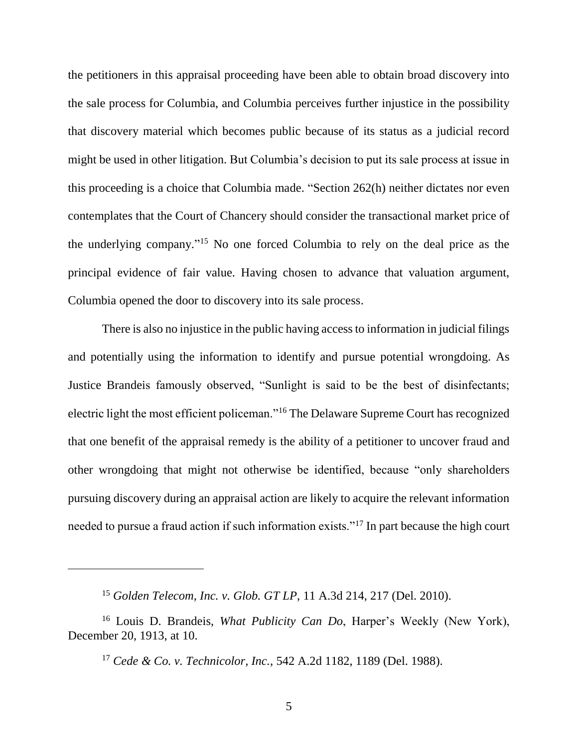the petitioners in this appraisal proceeding have been able to obtain broad discovery into the sale process for Columbia, and Columbia perceives further injustice in the possibility that discovery material which becomes public because of its status as a judicial record might be used in other litigation. But Columbia's decision to put its sale process at issue in this proceeding is a choice that Columbia made. "Section 262(h) neither dictates nor even contemplates that the Court of Chancery should consider the transactional market price of the underlying company."[15] No one forced Columbia to rely on the deal price as the principal evidence of fair value. Having chosen to advance that valuation argument, Columbia opened the door to discovery into its sale process.

There is also no injustice in the public having access to information in judicial filings and potentially using the information to identify and pursue potential wrongdoing. As Justice Brandeis famously observed, "Sunlight is said to be the best of disinfectants; electric light the most efficient policeman."[16] The Delaware Supreme Court has recognized that one benefit of the appraisal remedy is the ability of a petitioner to uncover fraud and other wrongdoing that might not otherwise be identified, because "only shareholders pursuing discovery during an appraisal action are likely to acquire the relevant information needed to pursue a fraud action if such information exists."[17] In part because the high court

---

[15] *Golden Telecom, Inc. v. Glob. GT LP*, 11 A.3d 214, 217 (Del. 2010).

[16] Louis D. Brandeis, *What Publicity Can Do*, Harper's Weekly (New York), December 20, 1913, at 10.

[17] *Cede & Co. v. Technicolor, Inc.*, 542 A.2d 1182, 1189 (Del. 1988).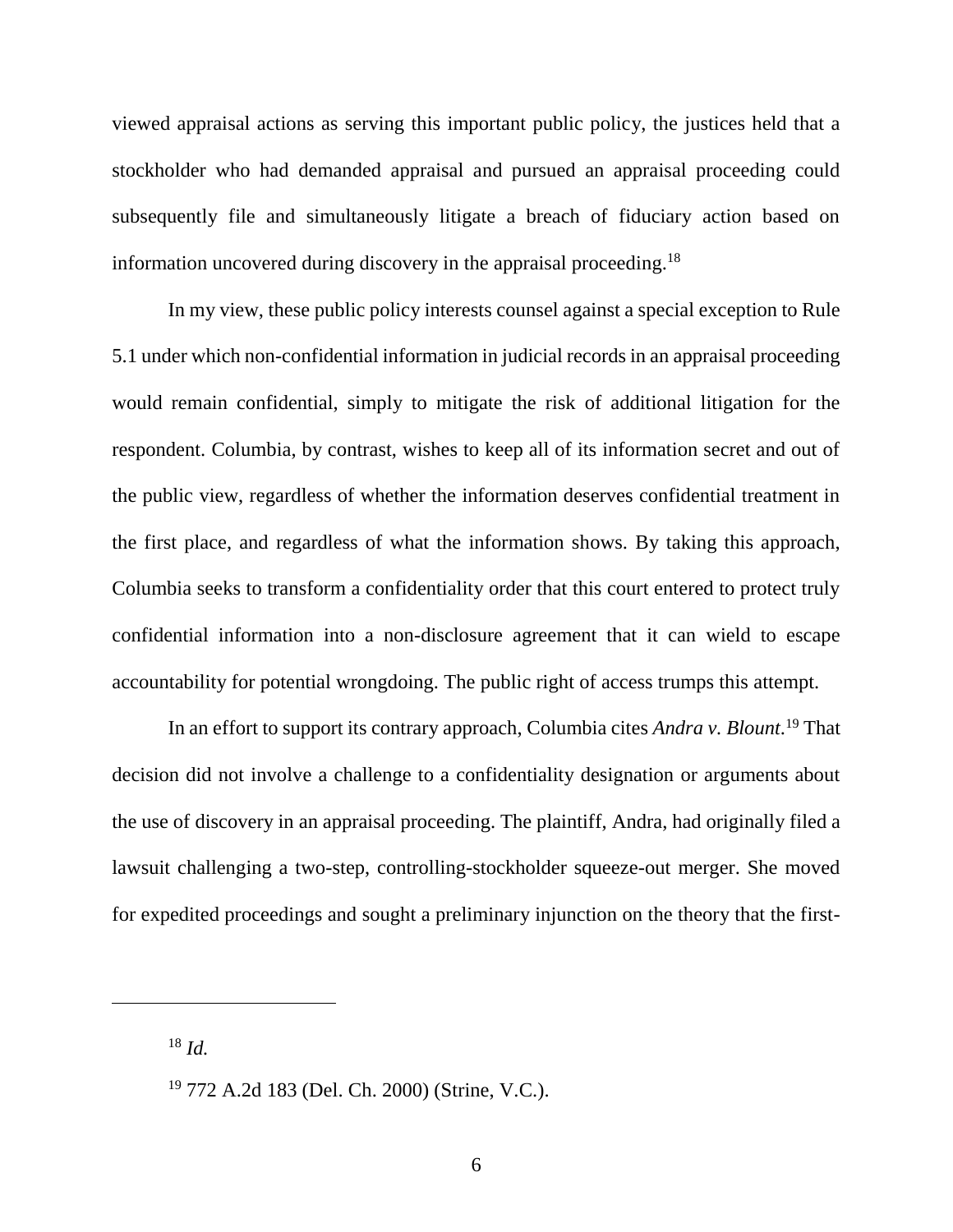viewed appraisal actions as serving this important public policy, the justices held that a stockholder who had demanded appraisal and pursued an appraisal proceeding could subsequently file and simultaneously litigate a breach of fiduciary action based on information uncovered during discovery in the appraisal proceeding.[18]

In my view, these public policy interests counsel against a special exception to Rule 5.1 under which non-confidential information in judicial records in an appraisal proceeding would remain confidential, simply to mitigate the risk of additional litigation for the respondent. Columbia, by contrast, wishes to keep all of its information secret and out of the public view, regardless of whether the information deserves confidential treatment in the first place, and regardless of what the information shows. By taking this approach, Columbia seeks to transform a confidentiality order that this court entered to protect truly confidential information into a non-disclosure agreement that it can wield to escape accountability for potential wrongdoing. The public right of access trumps this attempt.

In an effort to support its contrary approach, Columbia cites *Andra v. Blount*.[19] That decision did not involve a challenge to a confidentiality designation or arguments about the use of discovery in an appraisal proceeding. The plaintiff, Andra, had originally filed a lawsuit challenging a two-step, controlling-stockholder squeeze-out merger. She moved for expedited proceedings and sought a preliminary injunction on the theory that the first-

---

[18] *Id.*

[19] 772 A.2d 183 (Del. Ch. 2000) (Strine, V.C.).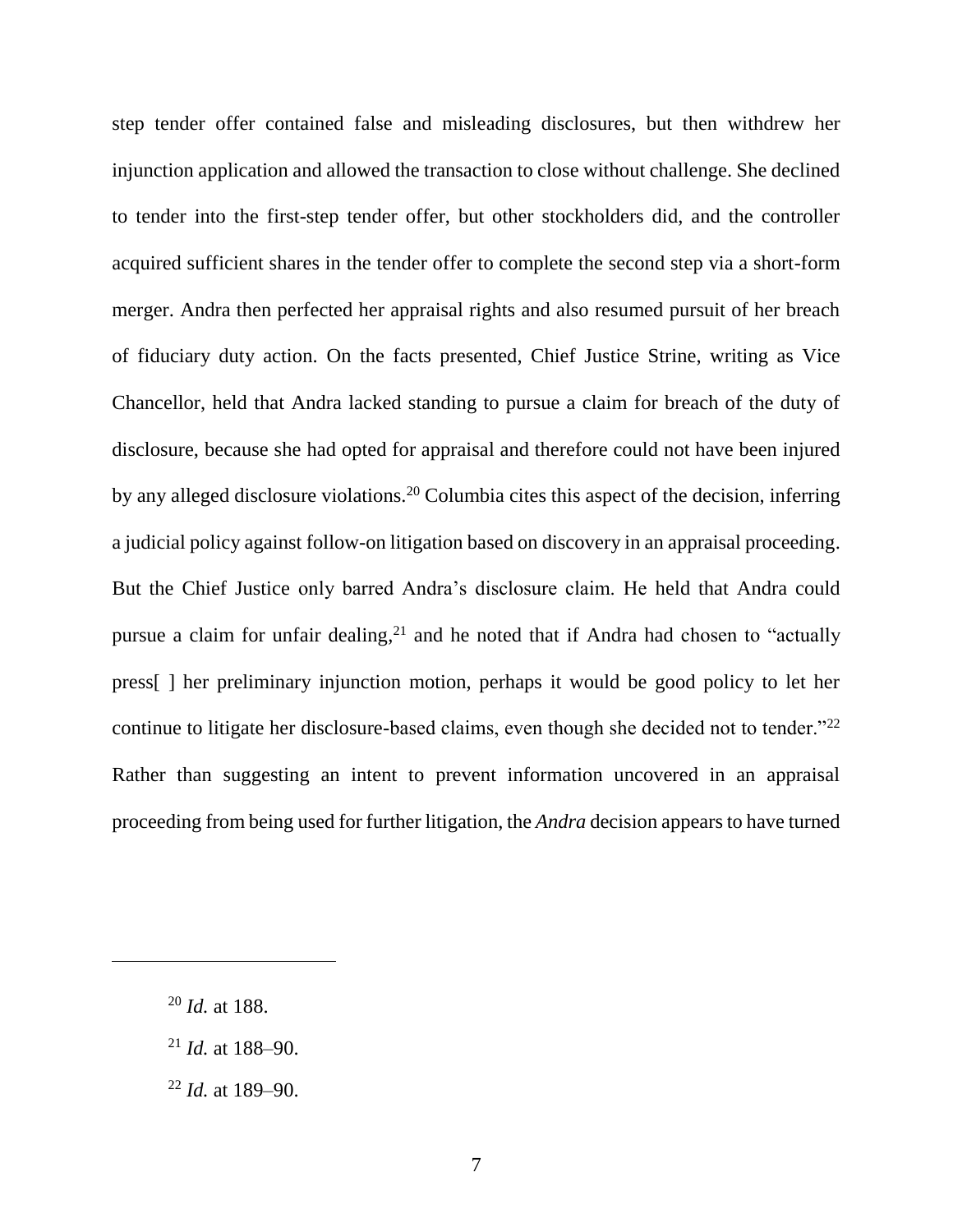step tender offer contained false and misleading disclosures, but then withdrew her injunction application and allowed the transaction to close without challenge. She declined to tender into the first-step tender offer, but other stockholders did, and the controller acquired sufficient shares in the tender offer to complete the second step via a short-form merger. Andra then perfected her appraisal rights and also resumed pursuit of her breach of fiduciary duty action. On the facts presented, Chief Justice Strine, writing as Vice Chancellor, held that Andra lacked standing to pursue a claim for breach of the duty of disclosure, because she had opted for appraisal and therefore could not have been injured by any alleged disclosure violations.[20] Columbia cites this aspect of the decision, inferring a judicial policy against follow-on litigation based on discovery in an appraisal proceeding. But the Chief Justice only barred Andra's disclosure claim. He held that Andra could pursue a claim for unfair dealing,[21] and he noted that if Andra had chosen to "actually press[ ] her preliminary injunction motion, perhaps it would be good policy to let her continue to litigate her disclosure-based claims, even though she decided not to tender."[22] Rather than suggesting an intent to prevent information uncovered in an appraisal proceeding from being used for further litigation, the *Andra* decision appears to have turned

---

[20] *Id.* at 188.

[21] *Id.* at 188–90.

[22] *Id.* at 189–90.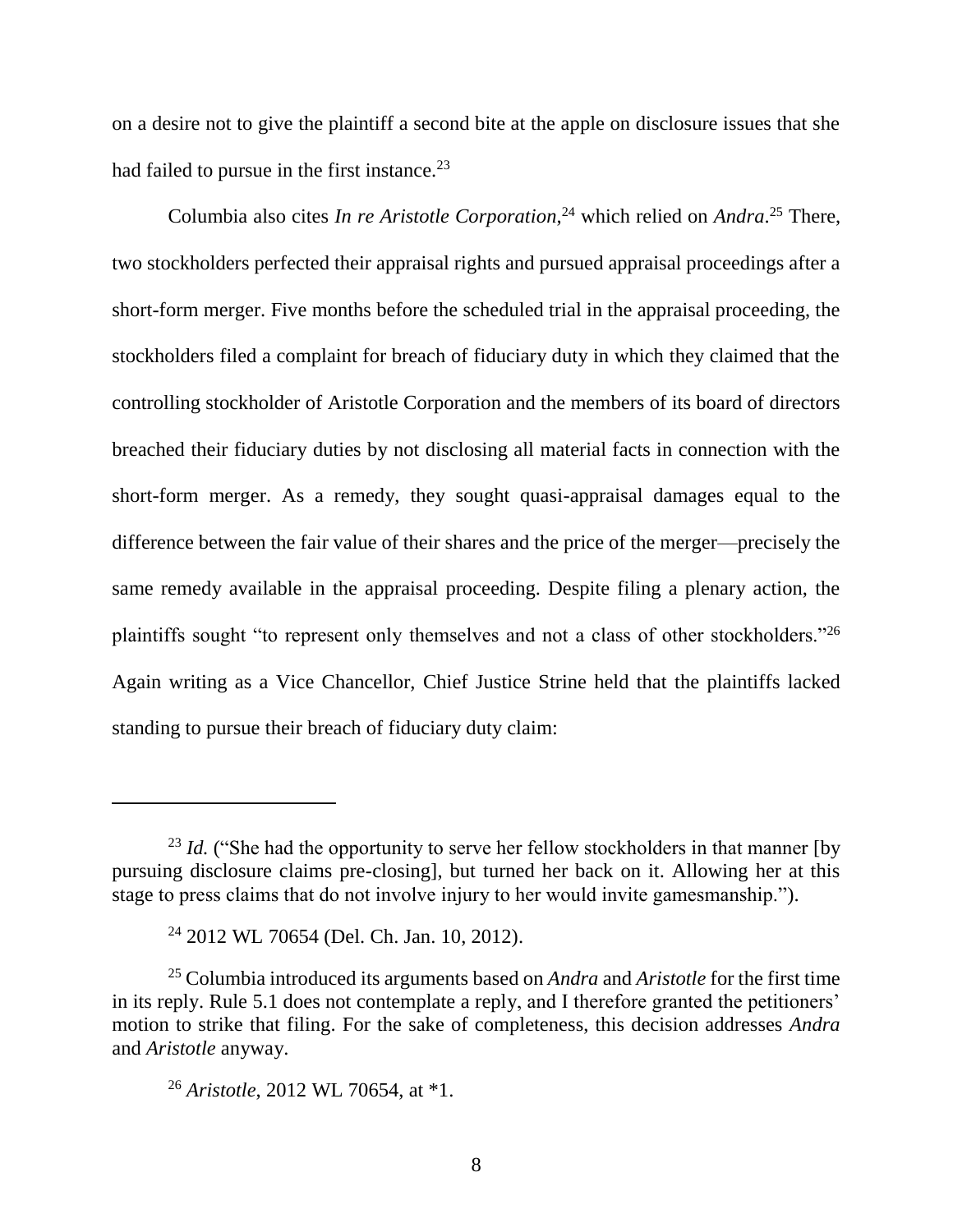on a desire not to give the plaintiff a second bite at the apple on disclosure issues that she had failed to pursue in the first instance.[23]

Columbia also cites *In re Aristotle Corporation*,[24] which relied on *Andra*.[25] There, two stockholders perfected their appraisal rights and pursued appraisal proceedings after a short-form merger. Five months before the scheduled trial in the appraisal proceeding, the stockholders filed a complaint for breach of fiduciary duty in which they claimed that the controlling stockholder of Aristotle Corporation and the members of its board of directors breached their fiduciary duties by not disclosing all material facts in connection with the short-form merger. As a remedy, they sought quasi-appraisal damages equal to the difference between the fair value of their shares and the price of the merger—precisely the same remedy available in the appraisal proceeding. Despite filing a plenary action, the plaintiffs sought "to represent only themselves and not a class of other stockholders."[26] Again writing as a Vice Chancellor, Chief Justice Strine held that the plaintiffs lacked standing to pursue their breach of fiduciary duty claim:

---

[23] *Id.* ("She had the opportunity to serve her fellow stockholders in that manner [by pursuing disclosure claims pre-closing], but turned her back on it. Allowing her at this stage to press claims that do not involve injury to her would invite gamesmanship.").

[24] 2012 WL 70654 (Del. Ch. Jan. 10, 2012).

[25] Columbia introduced its arguments based on *Andra* and *Aristotle* for the first time in its reply. Rule 5.1 does not contemplate a reply, and I therefore granted the petitioners' motion to strike that filing. For the sake of completeness, this decision addresses *Andra* and *Aristotle* anyway.

[26] *Aristotle*, 2012 WL 70654, at *1.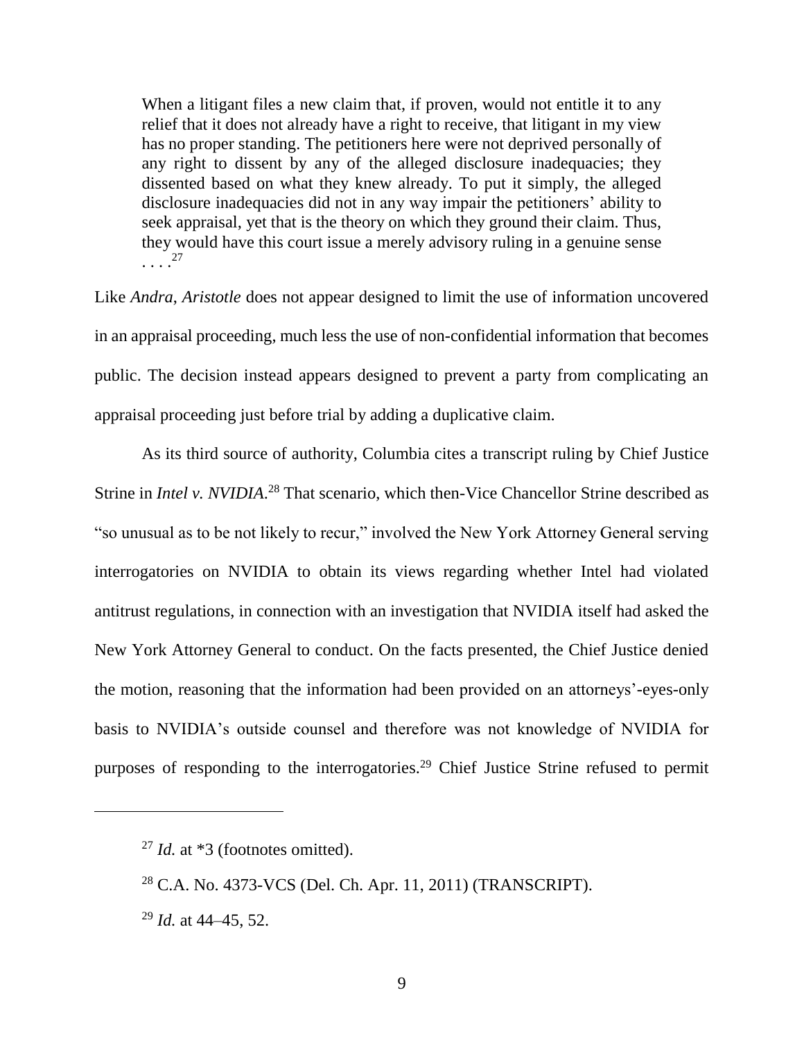> When a litigant files a new claim that, if proven, would not entitle it to any relief that it does not already have a right to receive, that litigant in my view has no proper standing. The petitioners here were not deprived personally of any right to dissent by any of the alleged disclosure inadequacies; they dissented based on what they knew already. To put it simply, the alleged disclosure inadequacies did not in any way impair the petitioners' ability to seek appraisal, yet that is the theory on which they ground their claim. Thus, they would have this court issue a merely advisory ruling in a genuine sense . . . .[27]

Like *Andra*, *Aristotle* does not appear designed to limit the use of information uncovered in an appraisal proceeding, much less the use of non-confidential information that becomes public. The decision instead appears designed to prevent a party from complicating an appraisal proceeding just before trial by adding a duplicative claim.

As its third source of authority, Columbia cites a transcript ruling by Chief Justice Strine in *Intel v. NVIDIA.*[28] That scenario, which then-Vice Chancellor Strine described as "so unusual as to be not likely to recur," involved the New York Attorney General serving interrogatories on NVIDIA to obtain its views regarding whether Intel had violated antitrust regulations, in connection with an investigation that NVIDIA itself had asked the New York Attorney General to conduct. On the facts presented, the Chief Justice denied the motion, reasoning that the information had been provided on an attorneys'-eyes-only basis to NVIDIA's outside counsel and therefore was not knowledge of NVIDIA for purposes of responding to the interrogatories.[29] Chief Justice Strine refused to permit

---

[27] *Id.* at *3 (footnotes omitted).

[28] C.A. No. 4373-VCS (Del. Ch. Apr. 11, 2011) (TRANSCRIPT).

[29] *Id.* at 44–45, 52.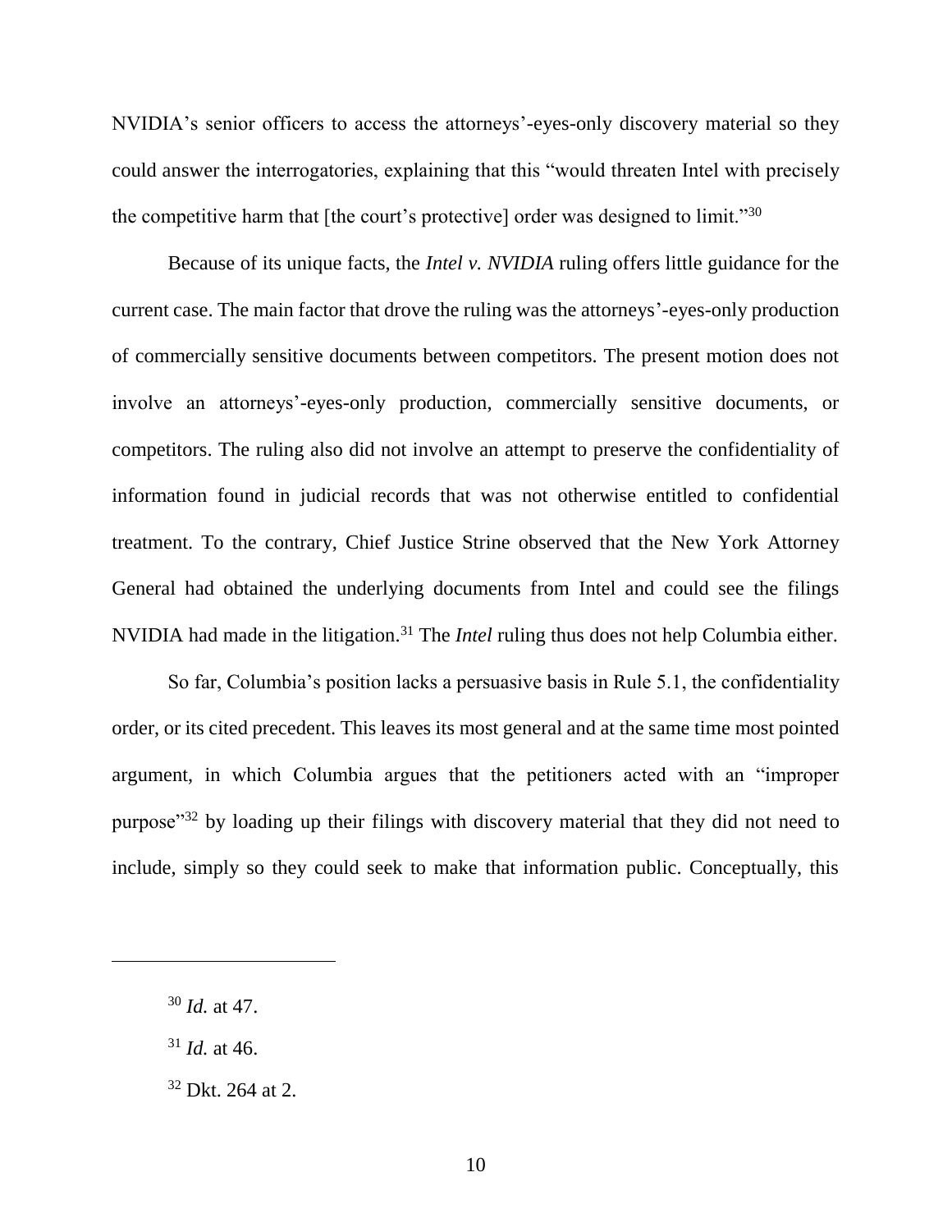NVIDIA's senior officers to access the attorneys'-eyes-only discovery material so they could answer the interrogatories, explaining that this "would threaten Intel with precisely the competitive harm that [the court's protective] order was designed to limit."[30]

Because of its unique facts, the *Intel v. NVIDIA* ruling offers little guidance for the current case. The main factor that drove the ruling was the attorneys'-eyes-only production of commercially sensitive documents between competitors. The present motion does not involve an attorneys'-eyes-only production, commercially sensitive documents, or competitors. The ruling also did not involve an attempt to preserve the confidentiality of information found in judicial records that was not otherwise entitled to confidential treatment. To the contrary, Chief Justice Strine observed that the New York Attorney General had obtained the underlying documents from Intel and could see the filings NVIDIA had made in the litigation.[31] The *Intel* ruling thus does not help Columbia either.

So far, Columbia's position lacks a persuasive basis in Rule 5.1, the confidentiality order, or its cited precedent. This leaves its most general and at the same time most pointed argument, in which Columbia argues that the petitioners acted with an "improper purpose"[32] by loading up their filings with discovery material that they did not need to include, simply so they could seek to make that information public. Conceptually, this

---

[30] *Id.* at 47.

[31] *Id.* at 46.

[32] Dkt. 264 at 2.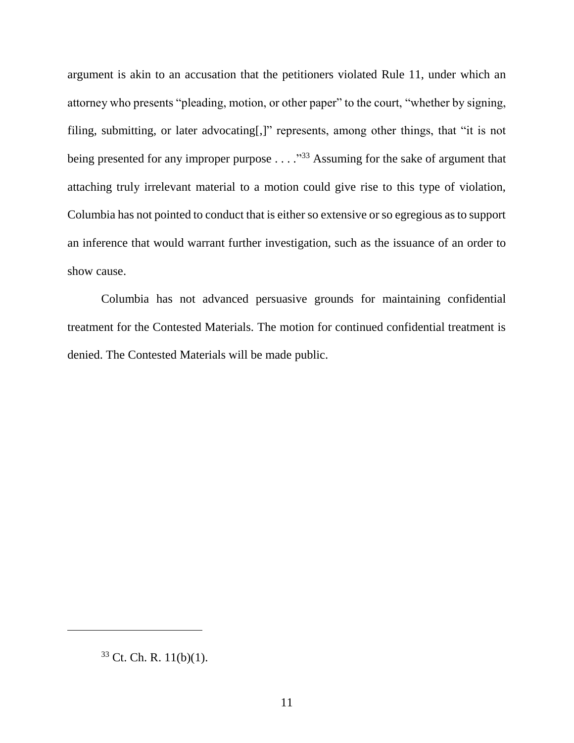argument is akin to an accusation that the petitioners violated Rule 11, under which an attorney who presents "pleading, motion, or other paper" to the court, "whether by signing, filing, submitting, or later advocating[,]" represents, among other things, that "it is not being presented for any improper purpose . . . ."[33] Assuming for the sake of argument that attaching truly irrelevant material to a motion could give rise to this type of violation, Columbia has not pointed to conduct that is either so extensive or so egregious as to support an inference that would warrant further investigation, such as the issuance of an order to show cause.

Columbia has not advanced persuasive grounds for maintaining confidential treatment for the Contested Materials. The motion for continued confidential treatment is denied. The Contested Materials will be made public.

---

[33] Ct. Ch. R. 11(b)(1).